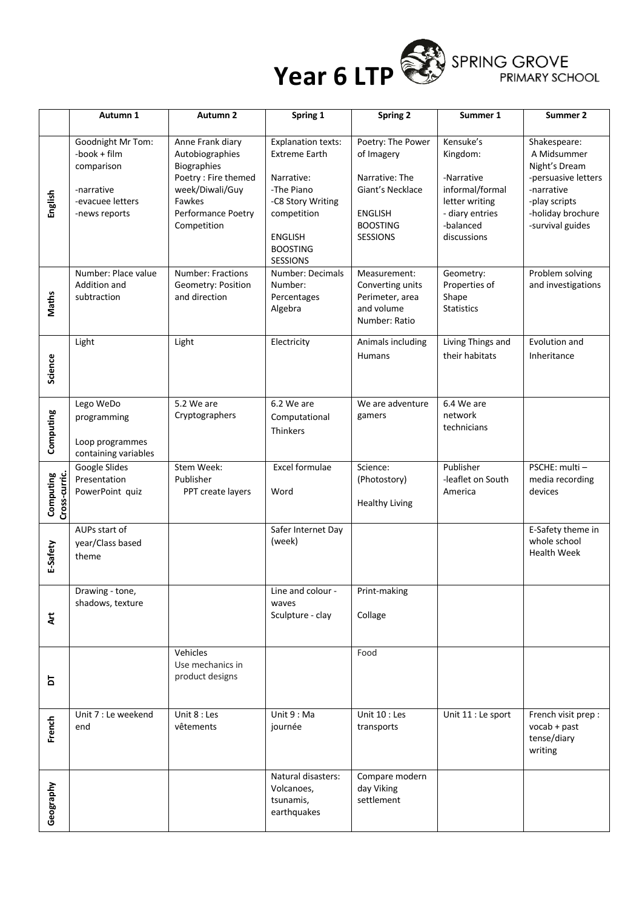# Year 6 LTP

SPRING GROVE PRIMARY SCHOOL

| | Autumn 1 | Autumn 2 | Spring 1 | Spring 2 | Summer 1 | Summer 2 |
|---|---|---|---|---|---|---|
| **English** | Goodnight Mr Tom:<br>-book + film comparison<br><br>-narrative<br>-evacuee letters<br>-news reports | Anne Frank diary<br>Autobiographies<br>Biographies<br>Poetry : Fire themed week/Diwali/Guy Fawkes<br>Performance Poetry Competition | Explanation texts: Extreme Earth<br><br>Narrative:<br>-The Piano<br>-C8 Story Writing competition<br><br>ENGLISH BOOSTING SESSIONS | Poetry: The Power of Imagery<br><br>Narrative: The Giant's Necklace<br><br>ENGLISH BOOSTING SESSIONS | Kensuke's Kingdom:<br><br>-Narrative<br>informal/formal letter writing<br>- diary entries<br>-balanced discussions | Shakespeare:<br>A Midsummer Night's Dream<br>-persuasive letters<br>-narrative<br>-play scripts<br>-holiday brochure<br>-survival guides |
| **Maths** | Number: Place value<br>Addition and subtraction | Number: Fractions<br>Geometry: Position and direction | Number: Decimals<br>Number: Percentages<br>Algebra | Measurement: Converting units<br>Perimeter, area and volume<br>Number: Ratio | Geometry: Properties of Shape<br>Statistics | Problem solving and investigations |
| **Science** | Light | Light | Electricity | Animals including Humans | Living Things and their habitats | Evolution and Inheritance |
| **Computing** | Lego WeDo programming<br><br>Loop programmes containing variables | 5.2 We are Cryptographers | 6.2 We are Computational Thinkers | We are adventure gamers | 6.4 We are network technicians | |
| **Computing Cross-curric.** | Google Slides Presentation<br>PowerPoint quiz | Stem Week:<br>Publisher<br>PPT create layers | Excel formulae<br><br>Word | Science:<br>(Photostory)<br><br>Healthy Living | Publisher<br>-leaflet on South America | PSCHE: multi – media recording devices |
| **E-Safety** | AUPs start of year/Class based theme | | Safer Internet Day (week) | | | E-Safety theme in whole school Health Week |
| **Art** | Drawing - tone, shadows, texture | | Line and colour - waves<br>Sculpture - clay | Print-making<br><br>Collage | | |
| **DT** | | Vehicles<br>Use mechanics in product designs | | Food | | |
| **French** | Unit 7 : Le weekend end | Unit 8 : Les vêtements | Unit 9 : Ma journée | Unit 10 : Les transports | Unit 11 : Le sport | French visit prep : vocab + past tense/diary writing |
| **Geography** | | | Natural disasters: Volcanoes, tsunamis, earthquakes | Compare modern day Viking settlement | | |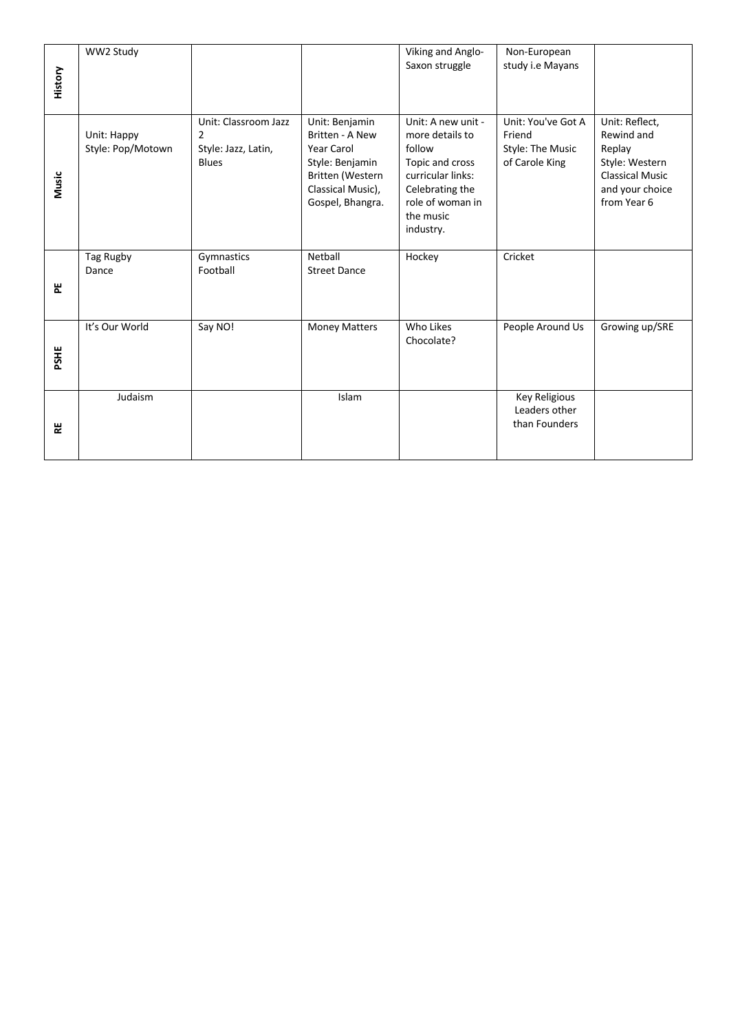| | | | | | | |
|---|---|---|---|---|---|---|
| **History** | WW2 Study | | | Viking and Anglo-Saxon struggle | Non-European study i.e Mayans | |
| **Music** | Unit: Happy<br>Style: Pop/Motown | Unit: Classroom Jazz 2<br>Style: Jazz, Latin, Blues | Unit: Benjamin Britten - A New Year Carol<br>Style: Benjamin Britten (Western Classical Music), Gospel, Bhangra. | Unit: A new unit - more details to follow<br>Topic and cross curricular links: Celebrating the role of woman in the music industry. | Unit: You've Got A Friend<br>Style: The Music of Carole King | Unit: Reflect, Rewind and Replay<br>Style: Western Classical Music and your choice from Year 6 |
| **PE** | Tag Rugby<br>Dance | Gymnastics<br>Football | Netball<br>Street Dance | Hockey | Cricket | |
| **PSHE** | It's Our World | Say NO! | Money Matters | Who Likes Chocolate? | People Around Us | Growing up/SRE |
| **RE** | Judaism | | Islam | | Key Religious Leaders other than Founders | |